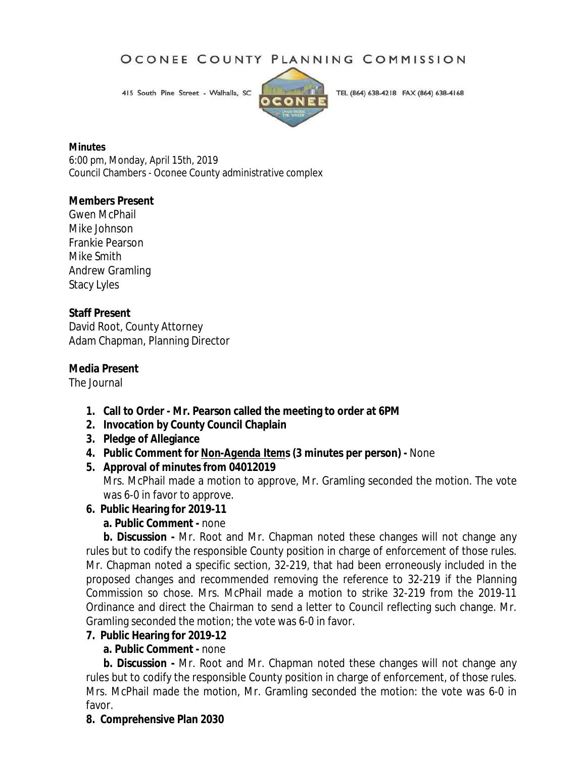# OCONEE COUNTY PLANNING COMMISSION

415 South Pine Street - Walhalla, SC TEL (864) 638-4218 FAX (864) 638-4168

**Minutes**
6:00 pm, Monday, April 15th, 2019
Council Chambers - Oconee County administrative complex

**Members Present**
Gwen McPhail
Mike Johnson
Frankie Pearson
Mike Smith
Andrew Gramling
Stacy Lyles

**Staff Present**
David Root, County Attorney
Adam Chapman, Planning Director

**Media Present**
The Journal

1. **Call to Order - Mr. Pearson called the meeting to order at 6PM**
2. **Invocation by County Council Chaplain**
3. **Pledge of Allegiance**
4. **Public Comment for Non-Agenda Items (3 minutes per person) -** None
5. **Approval of minutes from 04012019**
   Mrs. McPhail made a motion to approve, Mr. Gramling seconded the motion. The vote was 6-0 in favor to approve.
6. **Public Hearing for 2019-11**
   **a. Public Comment -** none
   **b. Discussion -** Mr. Root and Mr. Chapman noted these changes will not change any rules but to codify the responsible County position in charge of enforcement of those rules. Mr. Chapman noted a specific section, 32-219, that had been erroneously included in the proposed changes and recommended removing the reference to 32-219 if the Planning Commission so chose. Mrs. McPhail made a motion to strike 32-219 from the 2019-11 Ordinance and direct the Chairman to send a letter to Council reflecting such change. Mr. Gramling seconded the motion; the vote was 6-0 in favor.
7. **Public Hearing for 2019-12**
   **a. Public Comment -** none
   **b. Discussion -** Mr. Root and Mr. Chapman noted these changes will not change any rules but to codify the responsible County position in charge of enforcement, of those rules. Mrs. McPhail made the motion, Mr. Gramling seconded the motion: the vote was 6-0 in favor.
8. **Comprehensive Plan 2030**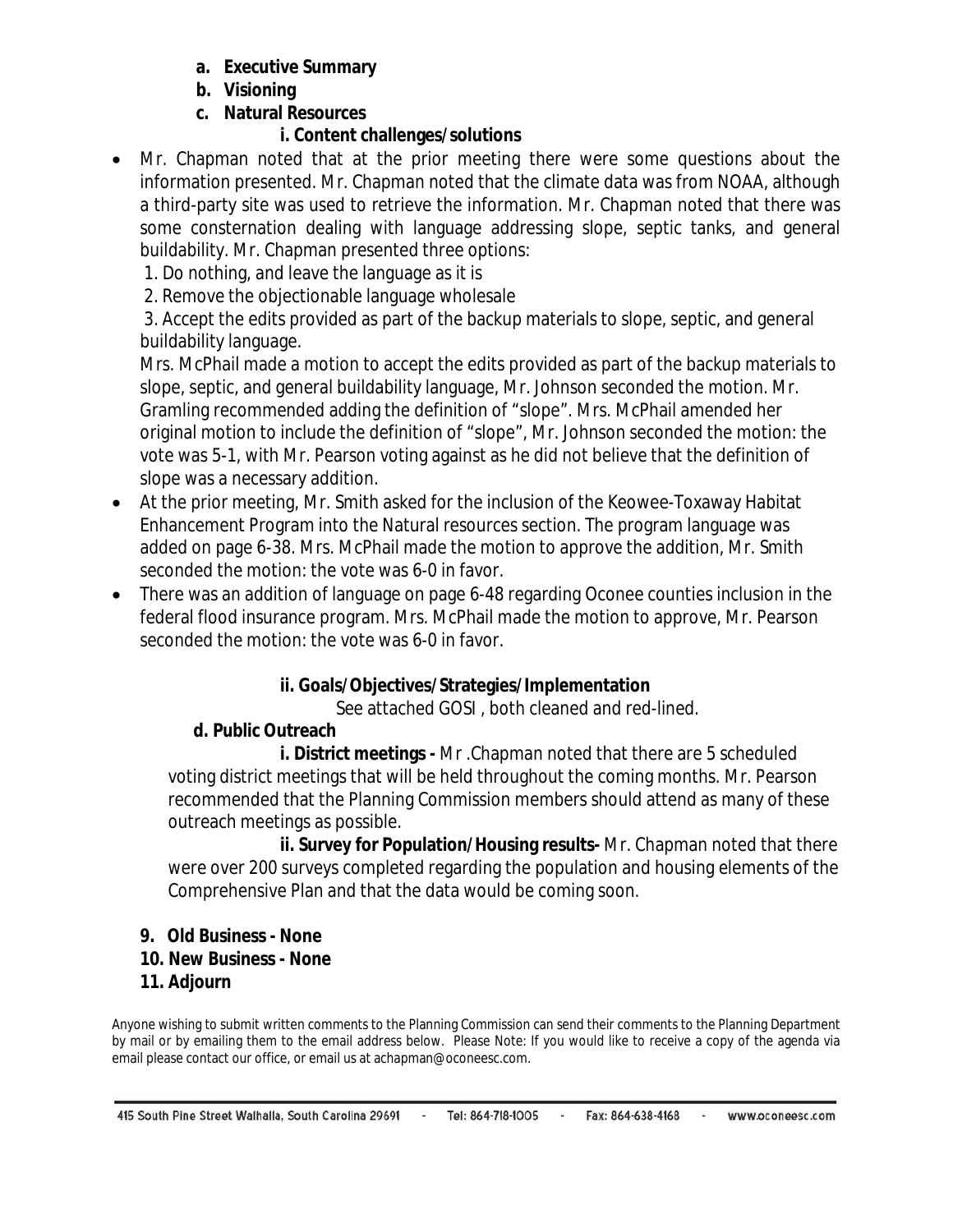**a. Executive Summary**

**b. Visioning**

**c. Natural Resources**

**i. Content challenges/solutions**

- Mr. Chapman noted that at the prior meeting there were some questions about the information presented. Mr. Chapman noted that the climate data was from NOAA, although a third-party site was used to retrieve the information. Mr. Chapman noted that there was some consternation dealing with language addressing slope, septic tanks, and general buildability. Mr. Chapman presented three options:
  1. Do nothing, and leave the language as it is
  2. Remove the objectionable language wholesale
  3. Accept the edits provided as part of the backup materials to slope, septic, and general buildability language.

  Mrs. McPhail made a motion to accept the edits provided as part of the backup materials to slope, septic, and general buildability language, Mr. Johnson seconded the motion. Mr. Gramling recommended adding the definition of "slope". Mrs. McPhail amended her original motion to include the definition of "slope", Mr. Johnson seconded the motion: the vote was 5-1, with Mr. Pearson voting against as he did not believe that the definition of slope was a necessary addition.
- At the prior meeting, Mr. Smith asked for the inclusion of the Keowee-Toxaway Habitat Enhancement Program into the Natural resources section. The program language was added on page 6-38. Mrs. McPhail made the motion to approve the addition, Mr. Smith seconded the motion: the vote was 6-0 in favor.
- There was an addition of language on page 6-48 regarding Oconee counties inclusion in the federal flood insurance program. Mrs. McPhail made the motion to approve, Mr. Pearson seconded the motion: the vote was 6-0 in favor.

**ii. Goals/Objectives/Strategies/Implementation**

See attached GOSI , both cleaned and red-lined.

**d. Public Outreach**

**i. District meetings -** Mr .Chapman noted that there are 5 scheduled voting district meetings that will be held throughout the coming months. Mr. Pearson recommended that the Planning Commission members should attend as many of these outreach meetings as possible.

**ii. Survey for Population/Housing results-** Mr. Chapman noted that there were over 200 surveys completed regarding the population and housing elements of the Comprehensive Plan and that the data would be coming soon.

**9. Old Business - None**

**10. New Business - None**

**11. Adjourn**

Anyone wishing to submit written comments to the Planning Commission can send their comments to the Planning Department by mail or by emailing them to the email address below. Please Note: If you would like to receive a copy of the agenda via email please contact our office, or email us at achapman@oconeesc.com.

415 South Pine Street Walhalla, South Carolina 29691 - Tel: 864-718-1005 - Fax: 864-638-4168 - www.oconeesc.com